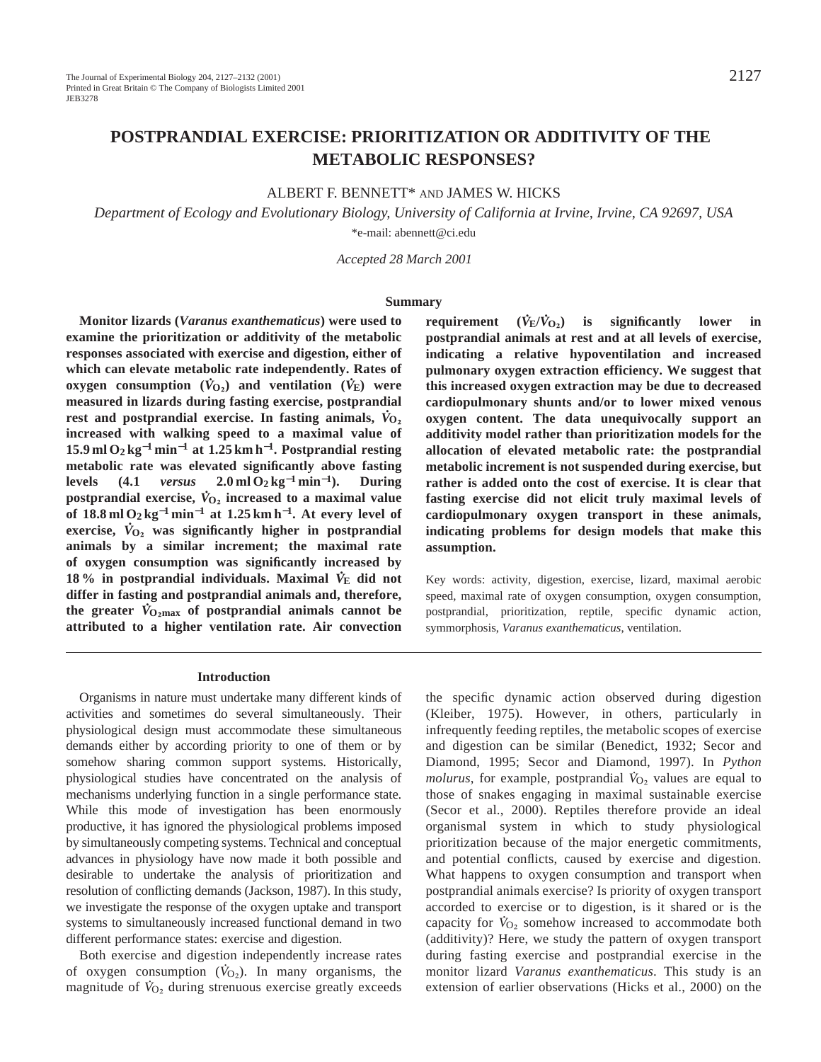# POSTPRANDIAL EXERCISE: PRIORITIZATION OR ADDITIVITY OF THE METABOLIC RESPONSES?

ALBERT F. BENNETT* AND JAMES W. HICKS

*Department of Ecology and Evolutionary Biology, University of California at Irvine, Irvine, CA 92697, USA*

*e-mail: abennett@ci.edu

*Accepted 28 March 2001*

## Summary

**Monitor lizards (*Varanus exanthematicus*) were used to examine the prioritization or additivity of the metabolic responses associated with exercise and digestion, either of which can elevate metabolic rate independently. Rates of oxygen consumption ($\dot{V}_{O_2}$) and ventilation ($\dot{V}_E$) were measured in lizards during fasting exercise, postprandial rest and postprandial exercise. In fasting animals, $\dot{V}_{O_2}$ increased with walking speed to a maximal value of 15.9 ml $O_2$ kg$^{-1}$ min$^{-1}$ at 1.25 km h$^{-1}$. Postprandial resting metabolic rate was elevated significantly above fasting levels (4.1 *versus* 2.0 ml $O_2$ kg$^{-1}$ min$^{-1}$). During postprandial exercise, $\dot{V}_{O_2}$ increased to a maximal value of 18.8 ml $O_2$ kg$^{-1}$ min$^{-1}$ at 1.25 km h$^{-1}$. At every level of exercise, $\dot{V}_{O_2}$ was significantly higher in postprandial animals by a similar increment; the maximal rate of oxygen consumption was significantly increased by 18 % in postprandial individuals. Maximal $\dot{V}_E$ did not differ in fasting and postprandial animals and, therefore, the greater $\dot{V}_{O_2max}$ of postprandial animals cannot be attributed to a higher ventilation rate. Air convection requirement ($\dot{V}_E/\dot{V}_{O_2}$) is significantly lower in postprandial animals at rest and at all levels of exercise, indicating a relative hypoventilation and increased pulmonary oxygen extraction efficiency. We suggest that this increased oxygen extraction may be due to decreased cardiopulmonary shunts and/or to lower mixed venous oxygen content. The data unequivocally support an additivity model rather than prioritization models for the allocation of elevated metabolic rate: the postprandial metabolic increment is not suspended during exercise, but rather is added onto the cost of exercise. It is clear that fasting exercise did not elicit truly maximal levels of cardiopulmonary oxygen transport in these animals, indicating problems for design models that make this assumption.**

Key words: activity, digestion, exercise, lizard, maximal aerobic speed, maximal rate of oxygen consumption, oxygen consumption, postprandial, prioritization, reptile, specific dynamic action, symmorphosis, *Varanus exanthematicus*, ventilation.

## Introduction

Organisms in nature must undertake many different kinds of activities and sometimes do several simultaneously. Their physiological design must accommodate these simultaneous demands either by according priority to one of them or by somehow sharing common support systems. Historically, physiological studies have concentrated on the analysis of mechanisms underlying function in a single performance state. While this mode of investigation has been enormously productive, it has ignored the physiological problems imposed by simultaneously competing systems. Technical and conceptual advances in physiology have now made it both possible and desirable to undertake the analysis of prioritization and resolution of conflicting demands (Jackson, 1987). In this study, we investigate the response of the oxygen uptake and transport systems to simultaneously increased functional demand in two different performance states: exercise and digestion.

Both exercise and digestion independently increase rates of oxygen consumption ($\dot{V}_{O_2}$). In many organisms, the magnitude of $\dot{V}_{O_2}$ during strenuous exercise greatly exceeds the specific dynamic action observed during digestion (Kleiber, 1975). However, in others, particularly in infrequently feeding reptiles, the metabolic scopes of exercise and digestion can be similar (Benedict, 1932; Secor and Diamond, 1995; Secor and Diamond, 1997). In *Python molurus*, for example, postprandial $\dot{V}_{O_2}$ values are equal to those of snakes engaging in maximal sustainable exercise (Secor et al., 2000). Reptiles therefore provide an ideal organismal system in which to study physiological prioritization because of the major energetic commitments, and potential conflicts, caused by exercise and digestion. What happens to oxygen consumption and transport when postprandial animals exercise? Is priority of oxygen transport accorded to exercise or to digestion, is it shared or is the capacity for $\dot{V}_{O_2}$ somehow increased to accommodate both (additivity)? Here, we study the pattern of oxygen transport during fasting exercise and postprandial exercise in the monitor lizard *Varanus exanthematicus*. This study is an extension of earlier observations (Hicks et al., 2000) on the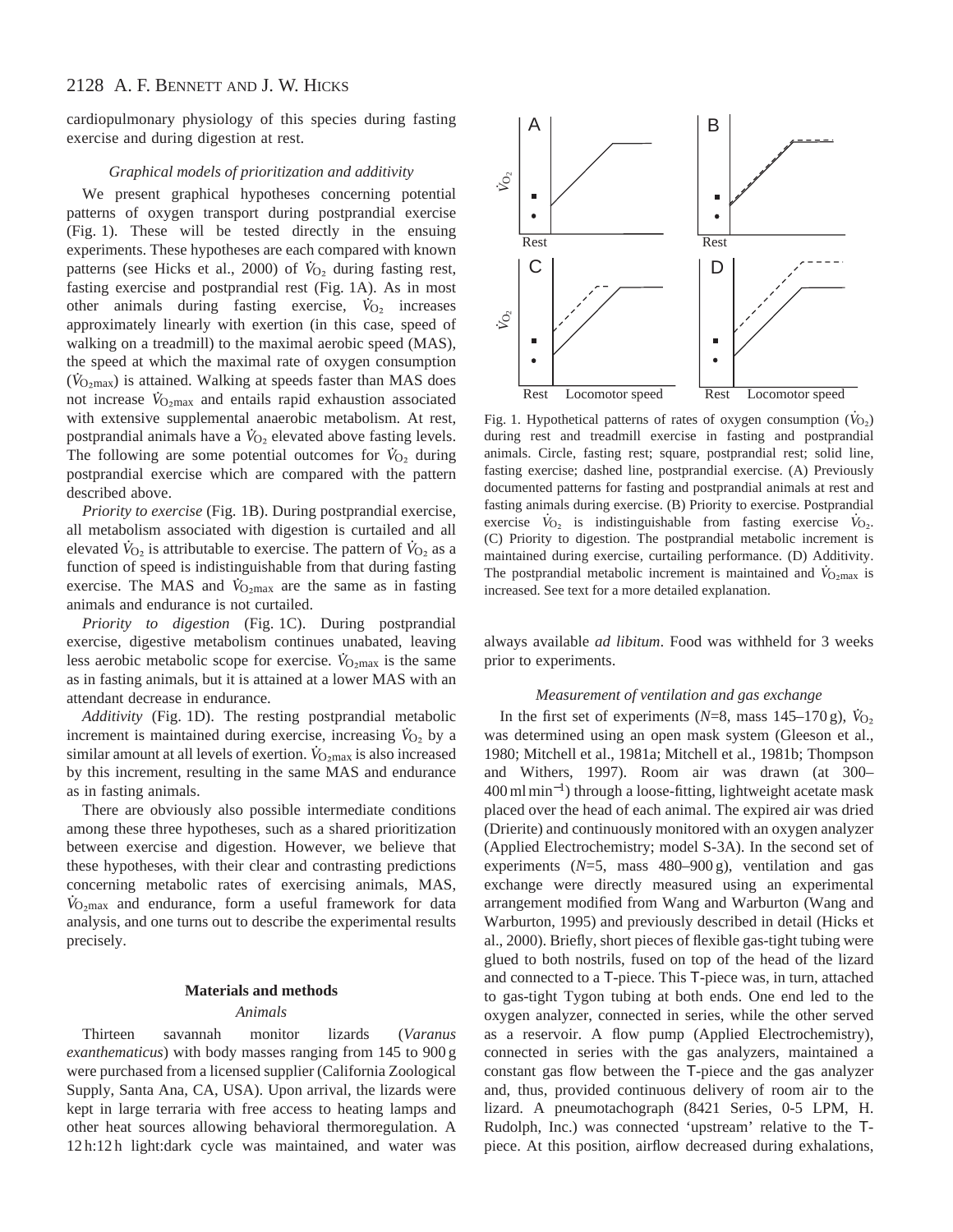cardiopulmonary physiology of this species during fasting exercise and during digestion at rest.

### *Graphical models of prioritization and additivity*

We present graphical hypotheses concerning potential patterns of oxygen transport during postprandial exercise (Fig. 1). These will be tested directly in the ensuing experiments. These hypotheses are each compared with known patterns (see Hicks et al., 2000) of $\dot{V}_{O_2}$ during fasting rest, fasting exercise and postprandial rest (Fig. 1A). As in most other animals during fasting exercise, $\dot{V}_{O_2}$ increases approximately linearly with exertion (in this case, speed of walking on a treadmill) to the maximal aerobic speed (MAS), the speed at which the maximal rate of oxygen consumption ($\dot{V}_{O_2max}$) is attained. Walking at speeds faster than MAS does not increase $\dot{V}_{O_2max}$ and entails rapid exhaustion associated with extensive supplemental anaerobic metabolism. At rest, postprandial animals have a $\dot{V}_{O_2}$ elevated above fasting levels. The following are some potential outcomes for $\dot{V}_{O_2}$ during postprandial exercise which are compared with the pattern described above.

*Priority to exercise* (Fig. 1B). During postprandial exercise, all metabolism associated with digestion is curtailed and all elevated $\dot{V}_{O_2}$ is attributable to exercise. The pattern of $\dot{V}_{O_2}$ as a function of speed is indistinguishable from that during fasting exercise. The MAS and $\dot{V}_{O_2max}$ are the same as in fasting animals and endurance is not curtailed.

*Priority to digestion* (Fig. 1C). During postprandial exercise, digestive metabolism continues unabated, leaving less aerobic metabolic scope for exercise. $\dot{V}_{O_2max}$ is the same as in fasting animals, but it is attained at a lower MAS with an attendant decrease in endurance.

*Additivity* (Fig. 1D). The resting postprandial metabolic increment is maintained during exercise, increasing $\dot{V}_{O_2}$ by a similar amount at all levels of exertion. $\dot{V}_{O_2max}$ is also increased by this increment, resulting in the same MAS and endurance as in fasting animals.

There are obviously also possible intermediate conditions among these three hypotheses, such as a shared prioritization between exercise and digestion. However, we believe that these hypotheses, with their clear and contrasting predictions concerning metabolic rates of exercising animals, MAS, $\dot{V}_{O_2max}$ and endurance, form a useful framework for data analysis, and one turns out to describe the experimental results precisely.

Fig. 1. Hypothetical patterns of rates of oxygen consumption ($\dot{V}_{O_2}$) during rest and treadmill exercise in fasting and postprandial animals. Circle, fasting rest; square, postprandial rest; solid line, fasting exercise; dashed line, postprandial exercise. (A) Previously documented patterns for fasting and postprandial animals at rest and fasting animals during exercise. (B) Priority to exercise. Postprandial exercise $\dot{V}_{O_2}$ is indistinguishable from fasting exercise $\dot{V}_{O_2}$. (C) Priority to digestion. The postprandial metabolic increment is maintained during exercise, curtailing performance. (D) Additivity. The postprandial metabolic increment is maintained and $\dot{V}_{O_2max}$ is increased. See text for a more detailed explanation.

## Materials and methods

### *Animals*

Thirteen savannah monitor lizards (*Varanus exanthematicus*) with body masses ranging from 145 to 900 g were purchased from a licensed supplier (California Zoological Supply, Santa Ana, CA, USA). Upon arrival, the lizards were kept in large terraria with free access to heating lamps and other heat sources allowing behavioral thermoregulation. A 12 h:12 h light:dark cycle was maintained, and water was always available *ad libitum*. Food was withheld for 3 weeks prior to experiments.

### *Measurement of ventilation and gas exchange*

In the first set of experiments (*N*=8, mass 145–170 g), $\dot{V}_{O_2}$ was determined using an open mask system (Gleeson et al., 1980; Mitchell et al., 1981a; Mitchell et al., 1981b; Thompson and Withers, 1997). Room air was drawn (at 300–400 ml min$^{-1}$) through a loose-fitting, lightweight acetate mask placed over the head of each animal. The expired air was dried (Drierite) and continuously monitored with an oxygen analyzer (Applied Electrochemistry; model S-3A). In the second set of experiments (*N*=5, mass 480–900 g), ventilation and gas exchange were directly measured using an experimental arrangement modified from Wang and Warburton (Wang and Warburton, 1995) and previously described in detail (Hicks et al., 2000). Briefly, short pieces of flexible gas-tight tubing were glued to both nostrils, fused on top of the head of the lizard and connected to a T-piece. This T-piece was, in turn, attached to gas-tight Tygon tubing at both ends. One end led to the oxygen analyzer, connected in series, while the other served as a reservoir. A flow pump (Applied Electrochemistry), connected in series with the gas analyzers, maintained a constant gas flow between the T-piece and the gas analyzer and, thus, provided continuous delivery of room air to the lizard. A pneumotachograph (8421 Series, 0-5 LPM, H. Rudolph, Inc.) was connected 'upstream' relative to the T-piece. At this position, airflow decreased during exhalations,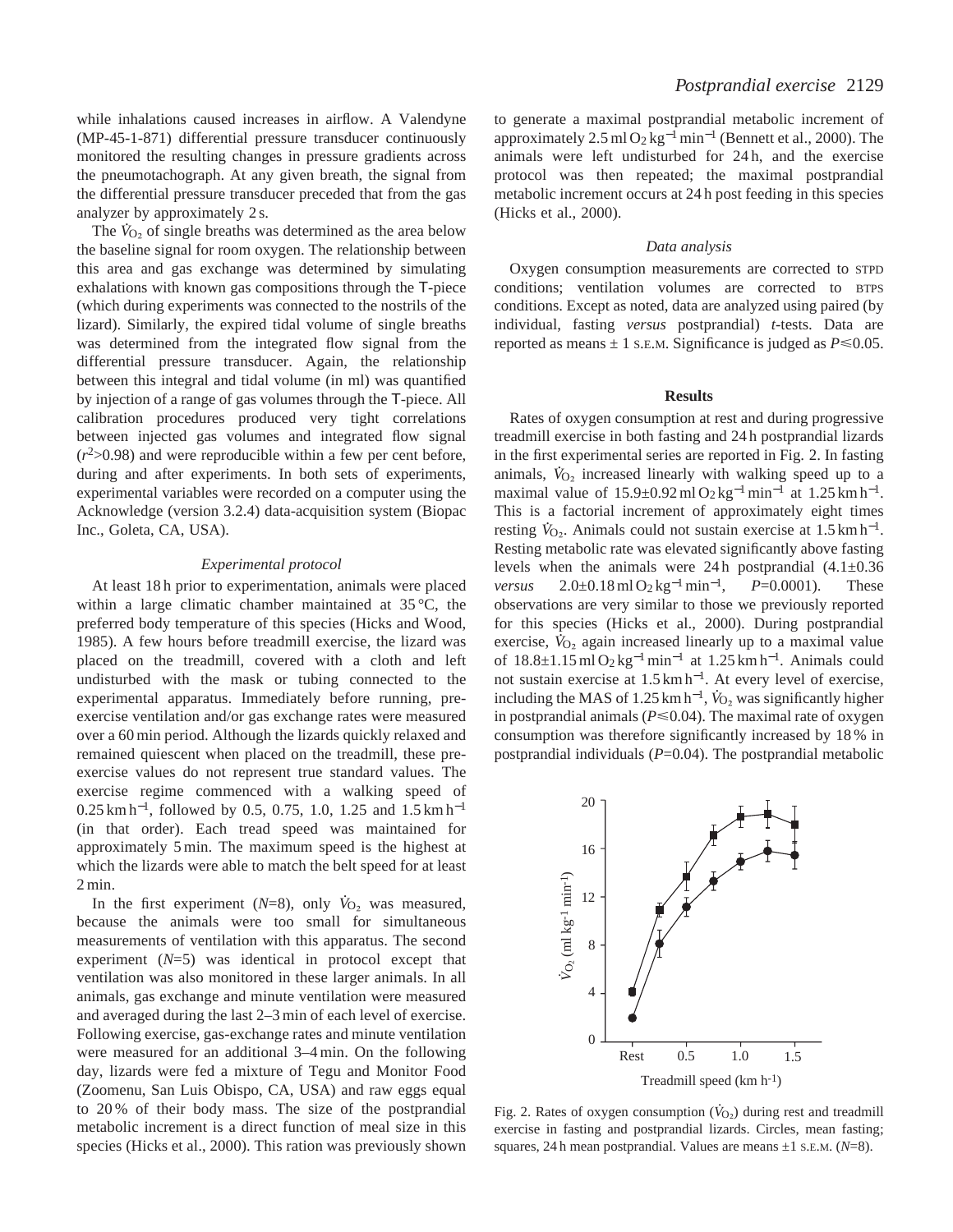while inhalations caused increases in airflow. A Valendyne (MP-45-1-871) differential pressure transducer continuously monitored the resulting changes in pressure gradients across the pneumotachograph. At any given breath, the signal from the differential pressure transducer preceded that from the gas analyzer by approximately 2 s.

The $\dot{V}_{O_2}$ of single breaths was determined as the area below the baseline signal for room oxygen. The relationship between this area and gas exchange was determined by simulating exhalations with known gas compositions through the T-piece (which during experiments was connected to the nostrils of the lizard). Similarly, the expired tidal volume of single breaths was determined from the integrated flow signal from the differential pressure transducer. Again, the relationship between this integral and tidal volume (in ml) was quantified by injection of a range of gas volumes through the T-piece. All calibration procedures produced very tight correlations between injected gas volumes and integrated flow signal ($r^2$>0.98) and were reproducible within a few per cent before, during and after experiments. In both sets of experiments, experimental variables were recorded on a computer using the Acknowledge (version 3.2.4) data-acquisition system (Biopac Inc., Goleta, CA, USA).

### *Experimental protocol*

At least 18 h prior to experimentation, animals were placed within a large climatic chamber maintained at 35 °C, the preferred body temperature of this species (Hicks and Wood, 1985). A few hours before treadmill exercise, the lizard was placed on the treadmill, covered with a cloth and left undisturbed with the mask or tubing connected to the experimental apparatus. Immediately before running, pre-exercise ventilation and/or gas exchange rates were measured over a 60 min period. Although the lizards quickly relaxed and remained quiescent when placed on the treadmill, these pre-exercise values do not represent true standard values. The exercise regime commenced with a walking speed of 0.25 km h$^{-1}$, followed by 0.5, 0.75, 1.0, 1.25 and 1.5 km h$^{-1}$ (in that order). Each tread speed was maintained for approximately 5 min. The maximum speed is the highest at which the lizards were able to match the belt speed for at least 2 min.

In the first experiment (*N*=8), only $\dot{V}_{O_2}$ was measured, because the animals were too small for simultaneous measurements of ventilation with this apparatus. The second experiment (*N*=5) was identical in protocol except that ventilation was also monitored in these larger animals. In all animals, gas exchange and minute ventilation were measured and averaged during the last 2–3 min of each level of exercise. Following exercise, gas-exchange rates and minute ventilation were measured for an additional 3–4 min. On the following day, lizards were fed a mixture of Tegu and Monitor Food (Zoomenu, San Luis Obispo, CA, USA) and raw eggs equal to 20 % of their body mass. The size of the postprandial metabolic increment is a direct function of meal size in this species (Hicks et al., 2000). This ration was previously shown to generate a maximal postprandial metabolic increment of approximately 2.5 ml $O_2$ kg$^{-1}$ min$^{-1}$ (Bennett et al., 2000). The animals were left undisturbed for 24 h, and the exercise protocol was then repeated; the maximal postprandial metabolic increment occurs at 24 h post feeding in this species (Hicks et al., 2000).

### *Data analysis*

Oxygen consumption measurements are corrected to STPD conditions; ventilation volumes are corrected to BTPS conditions. Except as noted, data are analyzed using paired (by individual, fasting *versus* postprandial) *t*-tests. Data are reported as means ± 1 S.E.M. Significance is judged as $P \leqslant 0.05$.

## Results

Rates of oxygen consumption at rest and during progressive treadmill exercise in both fasting and 24 h postprandial lizards in the first experimental series are reported in Fig. 2. In fasting animals, $\dot{V}_{O_2}$ increased linearly with walking speed up to a maximal value of 15.9±0.92 ml $O_2$ kg$^{-1}$ min$^{-1}$ at 1.25 km h$^{-1}$. This is a factorial increment of approximately eight times resting $\dot{V}_{O_2}$. Animals could not sustain exercise at 1.5 km h$^{-1}$. Resting metabolic rate was elevated significantly above fasting levels when the animals were 24 h postprandial (4.1±0.36 *versus* 2.0±0.18 ml $O_2$ kg$^{-1}$ min$^{-1}$, *P*=0.0001). These observations are very similar to those we previously reported for this species (Hicks et al., 2000). During postprandial exercise, $\dot{V}_{O_2}$ again increased linearly up to a maximal value of 18.8±1.15 ml $O_2$ kg$^{-1}$ min$^{-1}$ at 1.25 km h$^{-1}$. Animals could not sustain exercise at 1.5 km h$^{-1}$. At every level of exercise, including the MAS of 1.25 km h$^{-1}$, $\dot{V}_{O_2}$ was significantly higher in postprandial animals ($P \leqslant 0.04$). The maximal rate of oxygen consumption was therefore significantly increased by 18 % in postprandial individuals (*P*=0.04). The postprandial metabolic

Fig. 2. Rates of oxygen consumption ($\dot{V}_{O_2}$) during rest and treadmill exercise in fasting and postprandial lizards. Circles, mean fasting; squares, 24 h mean postprandial. Values are means ±1 S.E.M. (*N*=8).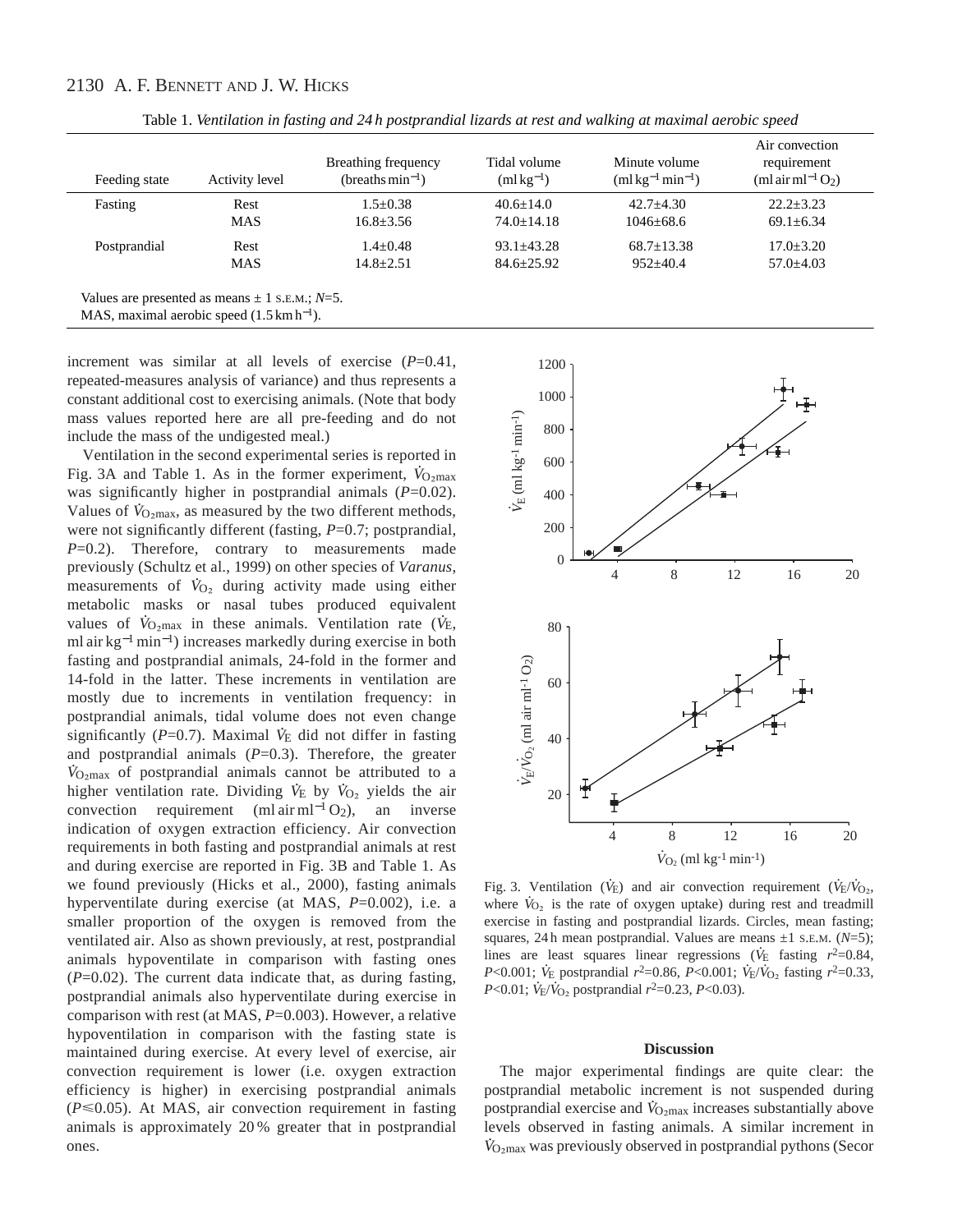Table 1. *Ventilation in fasting and 24 h postprandial lizards at rest and walking at maximal aerobic speed*

| Feeding state | Activity level | Breathing frequency (breaths $min^{-1}$) | Tidal volume (ml $kg^{-1}$) | Minute volume (ml $kg^{-1}$ $min^{-1}$) | Air convection requirement (ml air $ml^{-1}$ $O_2$) |
|---|---|---|---|---|---|
| Fasting | Rest | 1.5±0.38 | 40.6±14.0 | 42.7±4.30 | 22.2±3.23 |
| | MAS | 16.8±3.56 | 74.0±14.18 | 1046±68.6 | 69.1±6.34 |
| Postprandial | Rest | 1.4±0.48 | 93.1±43.28 | 68.7±13.38 | 17.0±3.20 |
| | MAS | 14.8±2.51 | 84.6±25.92 | 952±40.4 | 57.0±4.03 |

Values are presented as means ± 1 S.E.M.; $N$=5.
MAS, maximal aerobic speed (1.5 km $h^{-1}$).

increment was similar at all levels of exercise ($P$=0.41, repeated-measures analysis of variance) and thus represents a constant additional cost to exercising animals. (Note that body mass values reported here are all pre-feeding and do not include the mass of the undigested meal.)

Ventilation in the second experimental series is reported in Fig. 3A and Table 1. As in the former experiment, $\dot{V}_{O_2max}$ was significantly higher in postprandial animals ($P$=0.02). Values of $\dot{V}_{O_2max}$, as measured by the two different methods, were not significantly different (fasting, $P$=0.7; postprandial, $P$=0.2). Therefore, contrary to measurements made previously (Schultz et al., 1999) on other species of *Varanus*, measurements of $\dot{V}_{O_2}$ during activity made using either metabolic masks or nasal tubes produced equivalent values of $\dot{V}_{O_2max}$ in these animals. Ventilation rate ($\dot{V}_E$, ml air $kg^{-1}$ $min^{-1}$) increases markedly during exercise in both fasting and postprandial animals, 24-fold in the former and 14-fold in the latter. These increments in ventilation are mostly due to increments in ventilation frequency: in postprandial animals, tidal volume does not even change significantly ($P$=0.7). Maximal $\dot{V}_E$ did not differ in fasting and postprandial animals ($P$=0.3). Therefore, the greater $\dot{V}_{O_2max}$ of postprandial animals cannot be attributed to a higher ventilation rate. Dividing $\dot{V}_E$ by $\dot{V}_{O_2}$ yields the air convection requirement (ml air $ml^{-1}$ $O_2$), an inverse indication of oxygen extraction efficiency. Air convection requirements in both fasting and postprandial animals at rest and during exercise are reported in Fig. 3B and Table 1. As we found previously (Hicks et al., 2000), fasting animals hyperventilate during exercise (at MAS, $P$=0.002), i.e. a smaller proportion of the oxygen is removed from the ventilated air. Also as shown previously, at rest, postprandial animals hypoventilate in comparison with fasting ones ($P$=0.02). The current data indicate that, as during fasting, postprandial animals also hyperventilate during exercise in comparison with rest (at MAS, $P$=0.003). However, a relative hypoventilation in comparison with the fasting state is maintained during exercise. At every level of exercise, air convection requirement is lower (i.e. oxygen extraction efficiency is higher) in exercising postprandial animals ($P$≤0.05). At MAS, air convection requirement in fasting animals is approximately 20 % greater that in postprandial ones.

Fig. 3. Ventilation ($\dot{V}_E$) and air convection requirement ($\dot{V}_E/\dot{V}_{O_2}$, where $\dot{V}_{O_2}$ is the rate of oxygen uptake) during rest and treadmill exercise in fasting and postprandial lizards. Circles, mean fasting; squares, 24 h mean postprandial. Values are means ±1 S.E.M. ($N$=5); lines are least squares linear regressions ($\dot{V}_E$ fasting $r^2$=0.84, $P$<0.001; $\dot{V}_E$ postprandial $r^2$=0.86, $P$<0.001; $\dot{V}_E/\dot{V}_{O_2}$ fasting $r^2$=0.33, $P$<0.01; $\dot{V}_E/\dot{V}_{O_2}$ postprandial $r^2$=0.23, $P$<0.03).

## Discussion

The major experimental findings are quite clear: the postprandial metabolic increment is not suspended during postprandial exercise and $\dot{V}_{O_2max}$ increases substantially above levels observed in fasting animals. A similar increment in $\dot{V}_{O_2max}$ was previously observed in postprandial pythons (Secor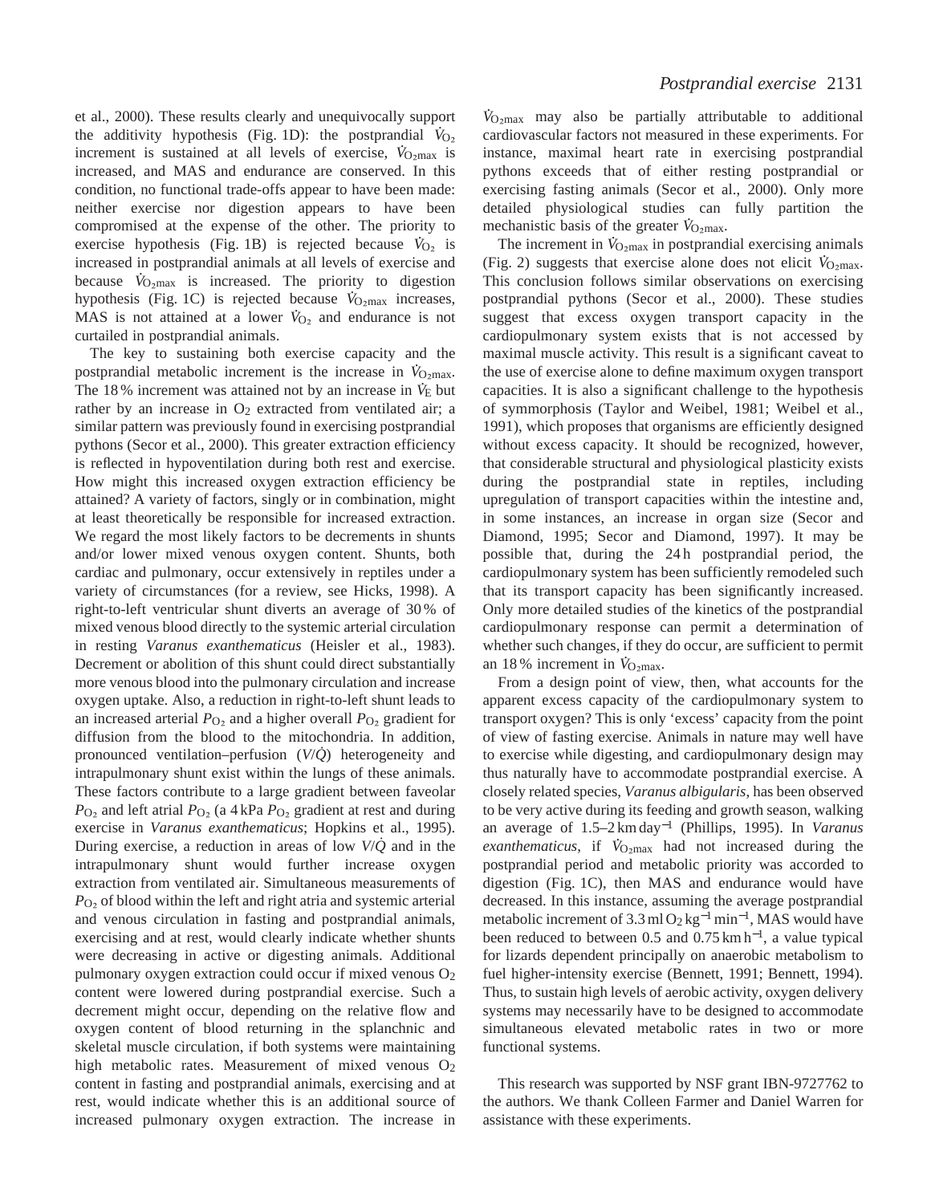et al., 2000). These results clearly and unequivocally support the additivity hypothesis (Fig. 1D): the postprandial $\dot{V}_{O_2}$ increment is sustained at all levels of exercise, $\dot{V}_{O_2max}$ is increased, and MAS and endurance are conserved. In this condition, no functional trade-offs appear to have been made: neither exercise nor digestion appears to have been compromised at the expense of the other. The priority to exercise hypothesis (Fig. 1B) is rejected because $\dot{V}_{O_2}$ is increased in postprandial animals at all levels of exercise and because $\dot{V}_{O_2max}$ is increased. The priority to digestion hypothesis (Fig. 1C) is rejected because $\dot{V}_{O_2max}$ increases, MAS is not attained at a lower $\dot{V}_{O_2}$ and endurance is not curtailed in postprandial animals.

The key to sustaining both exercise capacity and the postprandial metabolic increment is the increase in $\dot{V}_{O_2max}$. The 18 % increment was attained not by an increase in $\dot{V}_E$ but rather by an increase in $O_2$ extracted from ventilated air; a similar pattern was previously found in exercising postprandial pythons (Secor et al., 2000). This greater extraction efficiency is reflected in hypoventilation during both rest and exercise. How might this increased oxygen extraction efficiency be attained? A variety of factors, singly or in combination, might at least theoretically be responsible for increased extraction. We regard the most likely factors to be decrements in shunts and/or lower mixed venous oxygen content. Shunts, both cardiac and pulmonary, occur extensively in reptiles under a variety of circumstances (for a review, see Hicks, 1998). A right-to-left ventricular shunt diverts an average of 30 % of mixed venous blood directly to the systemic arterial circulation in resting *Varanus exanthematicus* (Heisler et al., 1983). Decrement or abolition of this shunt could direct substantially more venous blood into the pulmonary circulation and increase oxygen uptake. Also, a reduction in right-to-left shunt leads to an increased arterial $P_{O_2}$ and a higher overall $P_{O_2}$ gradient for diffusion from the blood to the mitochondria. In addition, pronounced ventilation–perfusion ($V/\dot{Q}$) heterogeneity and intrapulmonary shunt exist within the lungs of these animals. These factors contribute to a large gradient between faveolar $P_{O_2}$ and left atrial $P_{O_2}$ (a 4 kPa $P_{O_2}$ gradient at rest and during exercise in *Varanus exanthematicus*; Hopkins et al., 1995). During exercise, a reduction in areas of low $V/\dot{Q}$ and in the intrapulmonary shunt would further increase oxygen extraction from ventilated air. Simultaneous measurements of $P_{O_2}$ of blood within the left and right atria and systemic arterial and venous circulation in fasting and postprandial animals, exercising and at rest, would clearly indicate whether shunts were decreasing in active or digesting animals. Additional pulmonary oxygen extraction could occur if mixed venous $O_2$ content were lowered during postprandial exercise. Such a decrement might occur, depending on the relative flow and oxygen content of blood returning in the splanchnic and skeletal muscle circulation, if both systems were maintaining high metabolic rates. Measurement of mixed venous $O_2$ content in fasting and postprandial animals, exercising and at rest, would indicate whether this is an additional source of increased pulmonary oxygen extraction. The increase in $\dot{V}_{O_2max}$ may also be partially attributable to additional cardiovascular factors not measured in these experiments. For instance, maximal heart rate in exercising postprandial pythons exceeds that of either resting postprandial or exercising fasting animals (Secor et al., 2000). Only more detailed physiological studies can fully partition the mechanistic basis of the greater $\dot{V}_{O_2max}$.

The increment in $\dot{V}_{O_2max}$ in postprandial exercising animals (Fig. 2) suggests that exercise alone does not elicit $\dot{V}_{O_2max}$. This conclusion follows similar observations on exercising postprandial pythons (Secor et al., 2000). These studies suggest that excess oxygen transport capacity in the cardiopulmonary system exists that is not accessed by maximal muscle activity. This result is a significant caveat to the use of exercise alone to define maximum oxygen transport capacities. It is also a significant challenge to the hypothesis of symmorphosis (Taylor and Weibel, 1981; Weibel et al., 1991), which proposes that organisms are efficiently designed without excess capacity. It should be recognized, however, that considerable structural and physiological plasticity exists during the postprandial state in reptiles, including upregulation of transport capacities within the intestine and, in some instances, an increase in organ size (Secor and Diamond, 1995; Secor and Diamond, 1997). It may be possible that, during the 24 h postprandial period, the cardiopulmonary system has been sufficiently remodeled such that its transport capacity has been significantly increased. Only more detailed studies of the kinetics of the postprandial cardiopulmonary response can permit a determination of whether such changes, if they do occur, are sufficient to permit an 18 % increment in $\dot{V}_{O_2max}$.

From a design point of view, then, what accounts for the apparent excess capacity of the cardiopulmonary system to transport oxygen? This is only 'excess' capacity from the point of view of fasting exercise. Animals in nature may well have to exercise while digesting, and cardiopulmonary design may thus naturally have to accommodate postprandial exercise. A closely related species, *Varanus albigularis*, has been observed to be very active during its feeding and growth season, walking an average of 1.5–2 km day$^{-1}$ (Phillips, 1995). In *Varanus exanthematicus*, if $\dot{V}_{O_2max}$ had not increased during the postprandial period and metabolic priority was accorded to digestion (Fig. 1C), then MAS and endurance would have decreased. In this instance, assuming the average postprandial metabolic increment of 3.3 ml $O_2$ kg$^{-1}$ min$^{-1}$, MAS would have been reduced to between 0.5 and 0.75 km h$^{-1}$, a value typical for lizards dependent principally on anaerobic metabolism to fuel higher-intensity exercise (Bennett, 1991; Bennett, 1994). Thus, to sustain high levels of aerobic activity, oxygen delivery systems may necessarily have to be designed to accommodate simultaneous elevated metabolic rates in two or more functional systems.

This research was supported by NSF grant IBN-9727762 to the authors. We thank Colleen Farmer and Daniel Warren for assistance with these experiments.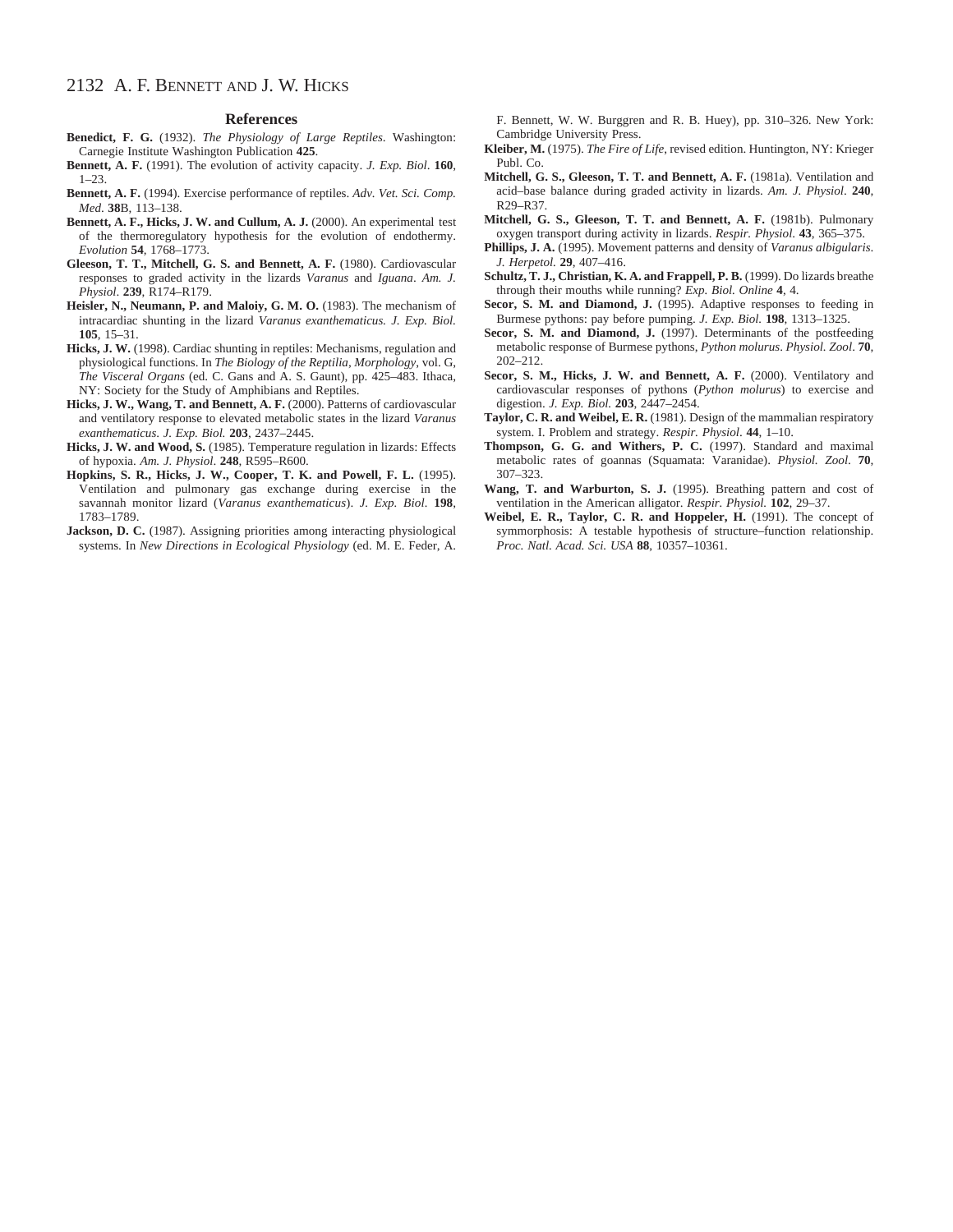## References

**Benedict, F. G.** (1932). *The Physiology of Large Reptiles*. Washington: Carnegie Institute Washington Publication **425**.

**Bennett, A. F.** (1991). The evolution of activity capacity. *J. Exp. Biol*. **160**, 1–23.

**Bennett, A. F.** (1994). Exercise performance of reptiles. *Adv. Vet. Sci. Comp. Med*. **38**B, 113–138.

**Bennett, A. F., Hicks, J. W. and Cullum, A. J.** (2000). An experimental test of the thermoregulatory hypothesis for the evolution of endothermy. *Evolution* **54**, 1768–1773.

**Gleeson, T. T., Mitchell, G. S. and Bennett, A. F.** (1980). Cardiovascular responses to graded activity in the lizards *Varanus* and *Iguana*. *Am. J. Physiol*. **239**, R174–R179.

**Heisler, N., Neumann, P. and Maloiy, G. M. O.** (1983). The mechanism of intracardiac shunting in the lizard *Varanus exanthematicus. J. Exp. Biol.* **105**, 15–31.

**Hicks, J. W.** (1998). Cardiac shunting in reptiles: Mechanisms, regulation and physiological functions. In *The Biology of the Reptilia, Morphology*, vol. G, *The Visceral Organs* (ed. C. Gans and A. S. Gaunt), pp. 425–483. Ithaca, NY: Society for the Study of Amphibians and Reptiles.

**Hicks, J. W., Wang, T. and Bennett, A. F.** (2000). Patterns of cardiovascular and ventilatory response to elevated metabolic states in the lizard *Varanus exanthematicus*. *J. Exp. Biol.* **203**, 2437–2445.

**Hicks, J. W. and Wood, S.** (1985). Temperature regulation in lizards: Effects of hypoxia. *Am. J. Physiol*. **248**, R595–R600.

**Hopkins, S. R., Hicks, J. W., Cooper, T. K. and Powell, F. L.** (1995). Ventilation and pulmonary gas exchange during exercise in the savannah monitor lizard (*Varanus exanthematicus*). *J. Exp. Biol*. **198**, 1783–1789.

**Jackson, D. C.** (1987). Assigning priorities among interacting physiological systems. In *New Directions in Ecological Physiology* (ed. M. E. Feder, A. F. Bennett, W. W. Burggren and R. B. Huey), pp. 310–326. New York: Cambridge University Press.

**Kleiber, M.** (1975). *The Fire of Life*, revised edition. Huntington, NY: Krieger Publ. Co.

**Mitchell, G. S., Gleeson, T. T. and Bennett, A. F.** (1981a). Ventilation and acid–base balance during graded activity in lizards. *Am. J. Physiol*. **240**, R29–R37.

**Mitchell, G. S., Gleeson, T. T. and Bennett, A. F.** (1981b). Pulmonary oxygen transport during activity in lizards. *Respir. Physiol*. **43**, 365–375.

**Phillips, J. A.** (1995). Movement patterns and density of *Varanus albigularis*. *J. Herpetol.* **29**, 407–416.

**Schultz, T. J., Christian, K. A. and Frappell, P. B.** (1999). Do lizards breathe through their mouths while running? *Exp. Biol. Online* **4**, 4.

**Secor, S. M. and Diamond, J.** (1995). Adaptive responses to feeding in Burmese pythons: pay before pumping. *J. Exp. Biol*. **198**, 1313–1325.

**Secor, S. M. and Diamond, J.** (1997). Determinants of the postfeeding metabolic response of Burmese pythons, *Python molurus*. *Physiol. Zool*. **70**, 202–212.

**Secor, S. M., Hicks, J. W. and Bennett, A. F.** (2000). Ventilatory and cardiovascular responses of pythons (*Python molurus*) to exercise and digestion. *J. Exp. Biol.* **203**, 2447–2454.

**Taylor, C. R. and Weibel, E. R.** (1981). Design of the mammalian respiratory system. I. Problem and strategy. *Respir. Physiol*. **44**, 1–10.

**Thompson, G. G. and Withers, P. C.** (1997). Standard and maximal metabolic rates of goannas (Squamata: Varanidae). *Physiol. Zool*. **70**, 307–323.

**Wang, T. and Warburton, S. J.** (1995). Breathing pattern and cost of ventilation in the American alligator. *Respir. Physiol.* **102**, 29–37.

**Weibel, E. R., Taylor, C. R. and Hoppeler, H.** (1991). The concept of symmorphosis: A testable hypothesis of structure–function relationship. *Proc. Natl. Acad. Sci. USA* **88**, 10357–10361.